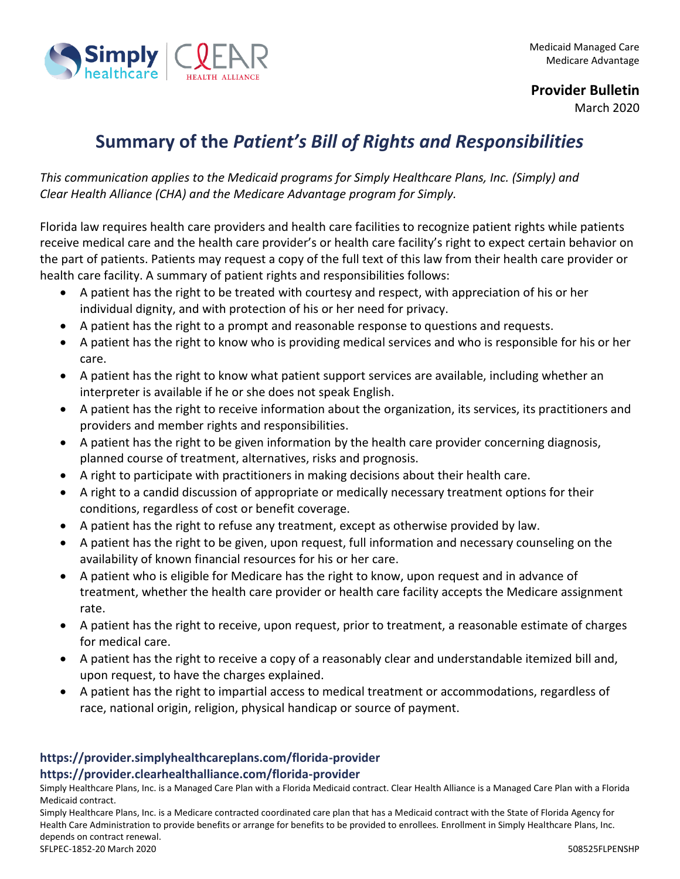Medicaid Managed Care
Medicare Advantage

**Provider Bulletin**
March 2020

# Summary of the *Patient's Bill of Rights and Responsibilities*

*This communication applies to the Medicaid programs for Simply Healthcare Plans, Inc. (Simply) and Clear Health Alliance (CHA) and the Medicare Advantage program for Simply.*

Florida law requires health care providers and health care facilities to recognize patient rights while patients receive medical care and the health care provider's or health care facility's right to expect certain behavior on the part of patients. Patients may request a copy of the full text of this law from their health care provider or health care facility. A summary of patient rights and responsibilities follows:

- A patient has the right to be treated with courtesy and respect, with appreciation of his or her individual dignity, and with protection of his or her need for privacy.
- A patient has the right to a prompt and reasonable response to questions and requests.
- A patient has the right to know who is providing medical services and who is responsible for his or her care.
- A patient has the right to know what patient support services are available, including whether an interpreter is available if he or she does not speak English.
- A patient has the right to receive information about the organization, its services, its practitioners and providers and member rights and responsibilities.
- A patient has the right to be given information by the health care provider concerning diagnosis, planned course of treatment, alternatives, risks and prognosis.
- A right to participate with practitioners in making decisions about their health care.
- A right to a candid discussion of appropriate or medically necessary treatment options for their conditions, regardless of cost or benefit coverage.
- A patient has the right to refuse any treatment, except as otherwise provided by law.
- A patient has the right to be given, upon request, full information and necessary counseling on the availability of known financial resources for his or her care.
- A patient who is eligible for Medicare has the right to know, upon request and in advance of treatment, whether the health care provider or health care facility accepts the Medicare assignment rate.
- A patient has the right to receive, upon request, prior to treatment, a reasonable estimate of charges for medical care.
- A patient has the right to receive a copy of a reasonably clear and understandable itemized bill and, upon request, to have the charges explained.
- A patient has the right to impartial access to medical treatment or accommodations, regardless of race, national origin, religion, physical handicap or source of payment.

**https://provider.simplyhealthcareplans.com/florida-provider**
**https://provider.clearhealthalliance.com/florida-provider**

Simply Healthcare Plans, Inc. is a Managed Care Plan with a Florida Medicaid contract. Clear Health Alliance is a Managed Care Plan with a Florida Medicaid contract.

Simply Healthcare Plans, Inc. is a Medicare contracted coordinated care plan that has a Medicaid contract with the State of Florida Agency for Health Care Administration to provide benefits or arrange for benefits to be provided to enrollees. Enrollment in Simply Healthcare Plans, Inc. depends on contract renewal.

SFLPEC-1852-20 March 2020 508525FLPENSHP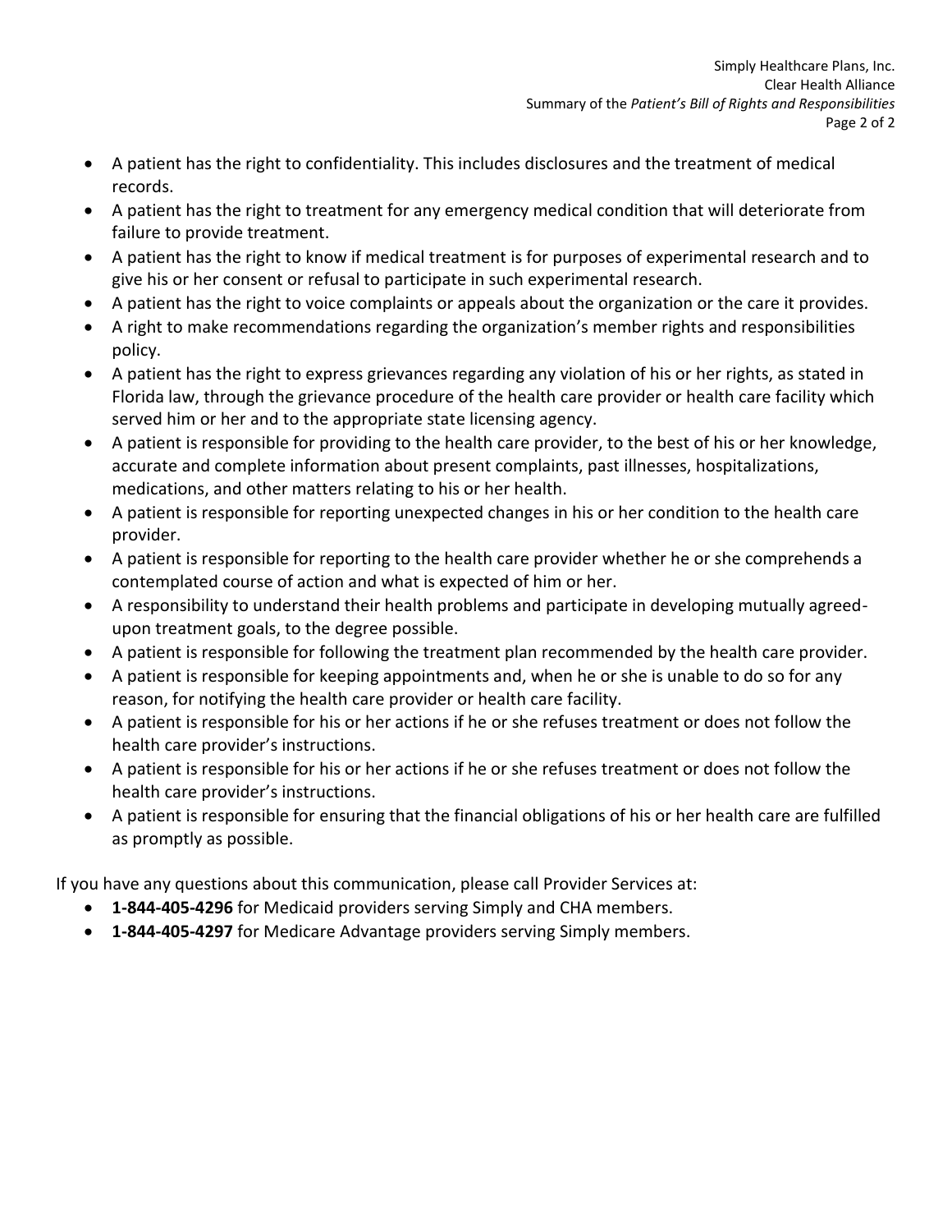- A patient has the right to confidentiality. This includes disclosures and the treatment of medical records.
- A patient has the right to treatment for any emergency medical condition that will deteriorate from failure to provide treatment.
- A patient has the right to know if medical treatment is for purposes of experimental research and to give his or her consent or refusal to participate in such experimental research.
- A patient has the right to voice complaints or appeals about the organization or the care it provides.
- A right to make recommendations regarding the organization's member rights and responsibilities policy.
- A patient has the right to express grievances regarding any violation of his or her rights, as stated in Florida law, through the grievance procedure of the health care provider or health care facility which served him or her and to the appropriate state licensing agency.
- A patient is responsible for providing to the health care provider, to the best of his or her knowledge, accurate and complete information about present complaints, past illnesses, hospitalizations, medications, and other matters relating to his or her health.
- A patient is responsible for reporting unexpected changes in his or her condition to the health care provider.
- A patient is responsible for reporting to the health care provider whether he or she comprehends a contemplated course of action and what is expected of him or her.
- A responsibility to understand their health problems and participate in developing mutually agreed-upon treatment goals, to the degree possible.
- A patient is responsible for following the treatment plan recommended by the health care provider.
- A patient is responsible for keeping appointments and, when he or she is unable to do so for any reason, for notifying the health care provider or health care facility.
- A patient is responsible for his or her actions if he or she refuses treatment or does not follow the health care provider's instructions.
- A patient is responsible for his or her actions if he or she refuses treatment or does not follow the health care provider's instructions.
- A patient is responsible for ensuring that the financial obligations of his or her health care are fulfilled as promptly as possible.

If you have any questions about this communication, please call Provider Services at:

- **1-844-405-4296** for Medicaid providers serving Simply and CHA members.
- **1-844-405-4297** for Medicare Advantage providers serving Simply members.